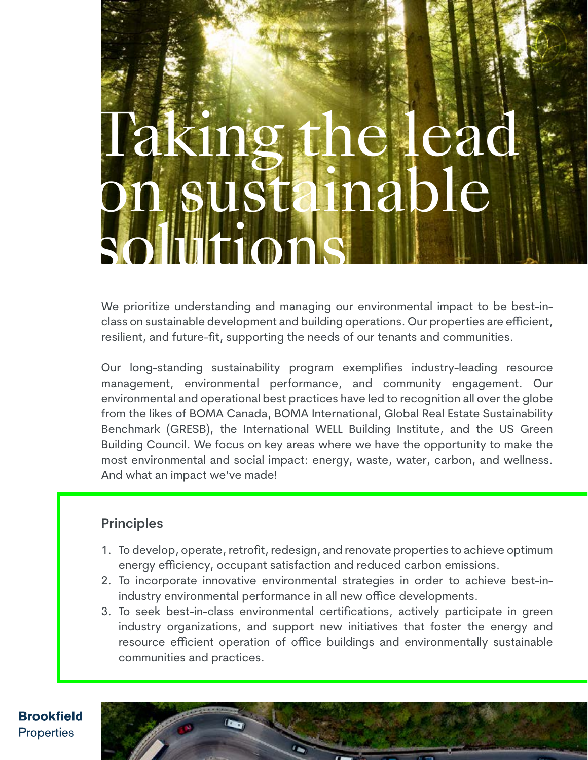# Taking the lead on sustainable solutions

We prioritize understanding and managing our environmental impact to be best-in-class on sustainable development and building operations. Our properties are efficient, resilient, and future-fit, supporting the needs of our tenants and communities.

Our long-standing sustainability program exemplifies industry-leading resource management, environmental performance, and community engagement. Our environmental and operational best practices have led to recognition all over the globe from the likes of BOMA Canada, BOMA International, Global Real Estate Sustainability Benchmark (GRESB), the International WELL Building Institute, and the US Green Building Council. We focus on key areas where we have the opportunity to make the most environmental and social impact: energy, waste, water, carbon, and wellness. And what an impact we've made!

## Principles

1. To develop, operate, retrofit, redesign, and renovate properties to achieve optimum energy efficiency, occupant satisfaction and reduced carbon emissions.
2. To incorporate innovative environmental strategies in order to achieve best-in-industry environmental performance in all new office developments.
3. To seek best-in-class environmental certifications, actively participate in green industry organizations, and support new initiatives that foster the energy and resource efficient operation of office buildings and environmentally sustainable communities and practices.

**Brookfield** Properties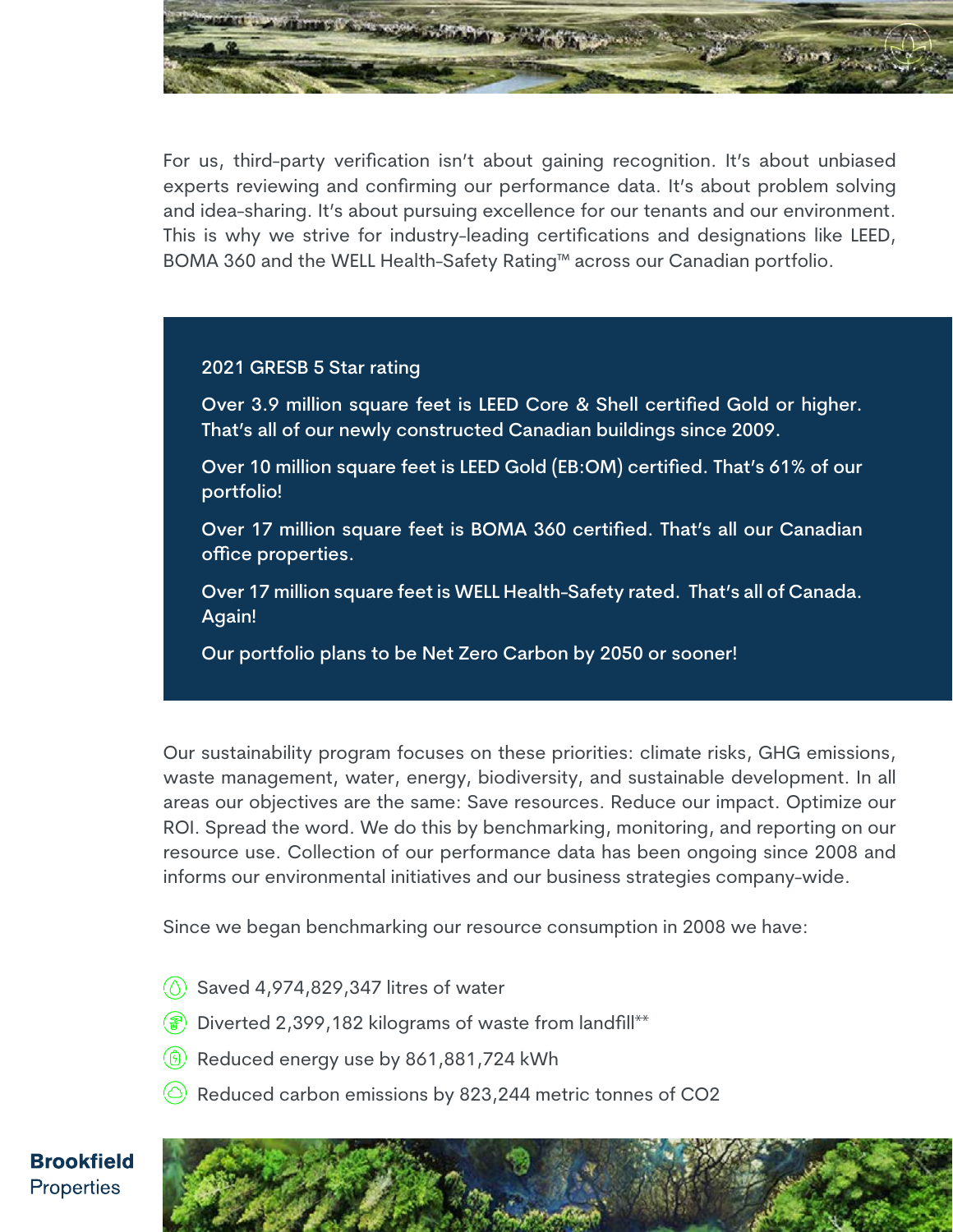For us, third-party verification isn't about gaining recognition. It's about unbiased experts reviewing and confirming our performance data. It's about problem solving and idea-sharing. It's about pursuing excellence for our tenants and our environment. This is why we strive for industry-leading certifications and designations like LEED, BOMA 360 and the WELL Health-Safety Rating™ across our Canadian portfolio.

2021 GRESB 5 Star rating

Over 3.9 million square feet is LEED Core & Shell certified Gold or higher. That's all of our newly constructed Canadian buildings since 2009.

Over 10 million square feet is LEED Gold (EB:OM) certified. That's 61% of our portfolio!

Over 17 million square feet is BOMA 360 certified. That's all our Canadian office properties.

Over 17 million square feet is WELL Health-Safety rated. That's all of Canada. Again!

Our portfolio plans to be Net Zero Carbon by 2050 or sooner!

Our sustainability program focuses on these priorities: climate risks, GHG emissions, waste management, water, energy, biodiversity, and sustainable development. In all areas our objectives are the same: Save resources. Reduce our impact. Optimize our ROI. Spread the word. We do this by benchmarking, monitoring, and reporting on our resource use. Collection of our performance data has been ongoing since 2008 and informs our environmental initiatives and our business strategies company-wide.

Since we began benchmarking our resource consumption in 2008 we have:

- Saved 4,974,829,347 litres of water
- Diverted 2,399,182 kilograms of waste from landfill**
- Reduced energy use by 861,881,724 kWh
- Reduced carbon emissions by 823,244 metric tonnes of $CO_2$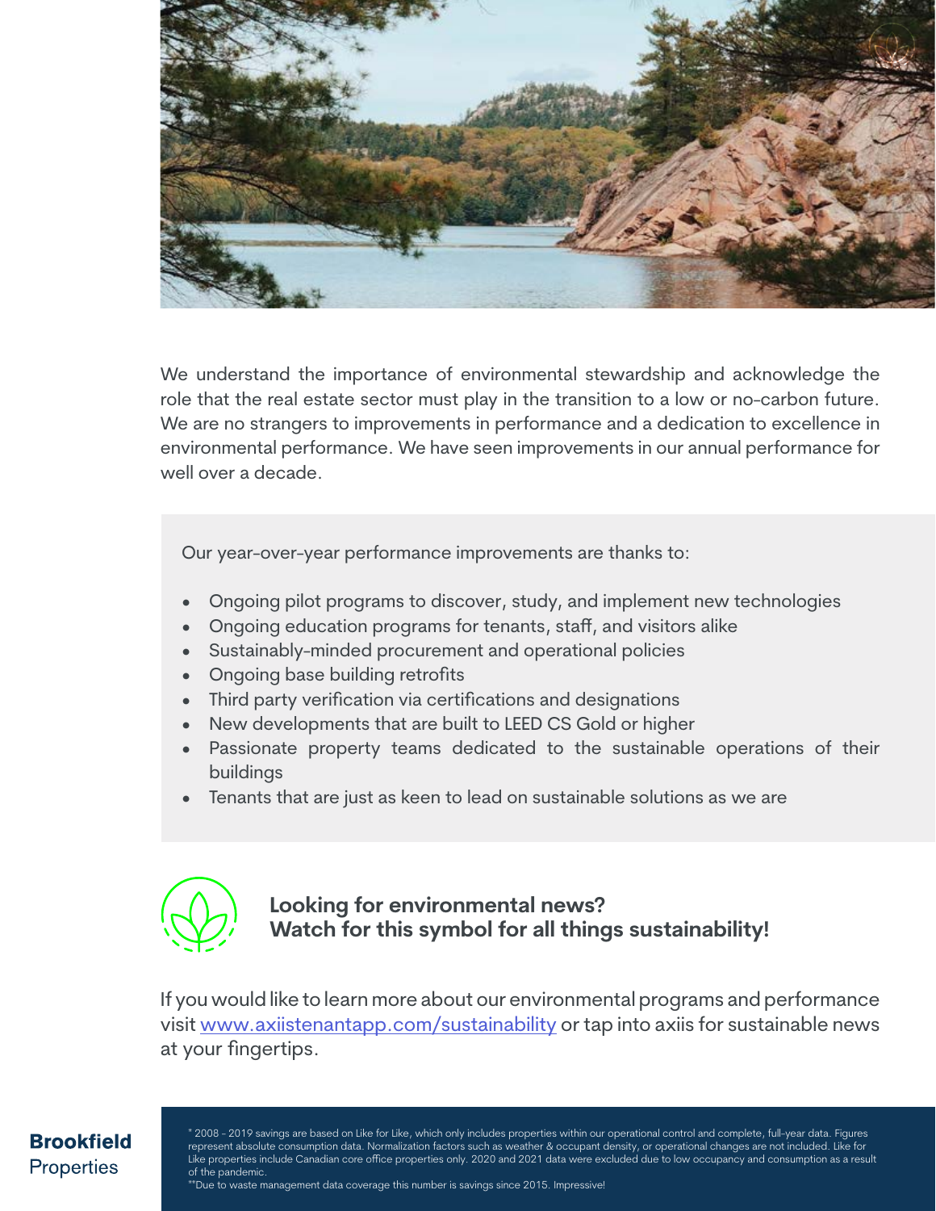We understand the importance of environmental stewardship and acknowledge the role that the real estate sector must play in the transition to a low or no-carbon future. We are no strangers to improvements in performance and a dedication to excellence in environmental performance. We have seen improvements in our annual performance for well over a decade.

Our year-over-year performance improvements are thanks to:

- Ongoing pilot programs to discover, study, and implement new technologies
- Ongoing education programs for tenants, staff, and visitors alike
- Sustainably-minded procurement and operational policies
- Ongoing base building retrofits
- Third party verification via certifications and designations
- New developments that are built to LEED CS Gold or higher
- Passionate property teams dedicated to the sustainable operations of their buildings
- Tenants that are just as keen to lead on sustainable solutions as we are

**Looking for environmental news?**
**Watch for this symbol for all things sustainability!**

If you would like to learn more about our environmental programs and performance visit [www.axiistenantapp.com/sustainability](http://www.axiistenantapp.com/sustainability) or tap into axiis for sustainable news at your fingertips.

**Brookfield** Properties

* 2008 - 2019 savings are based on Like for Like, which only includes properties within our operational control and complete, full-year data. Figures represent absolute consumption data. Normalization factors such as weather & occupant density, or operational changes are not included. Like for Like properties include Canadian core office properties only. 2020 and 2021 data were excluded due to low occupancy and consumption as a result of the pandemic.
**Due to waste management data coverage this number is savings since 2015. Impressive!